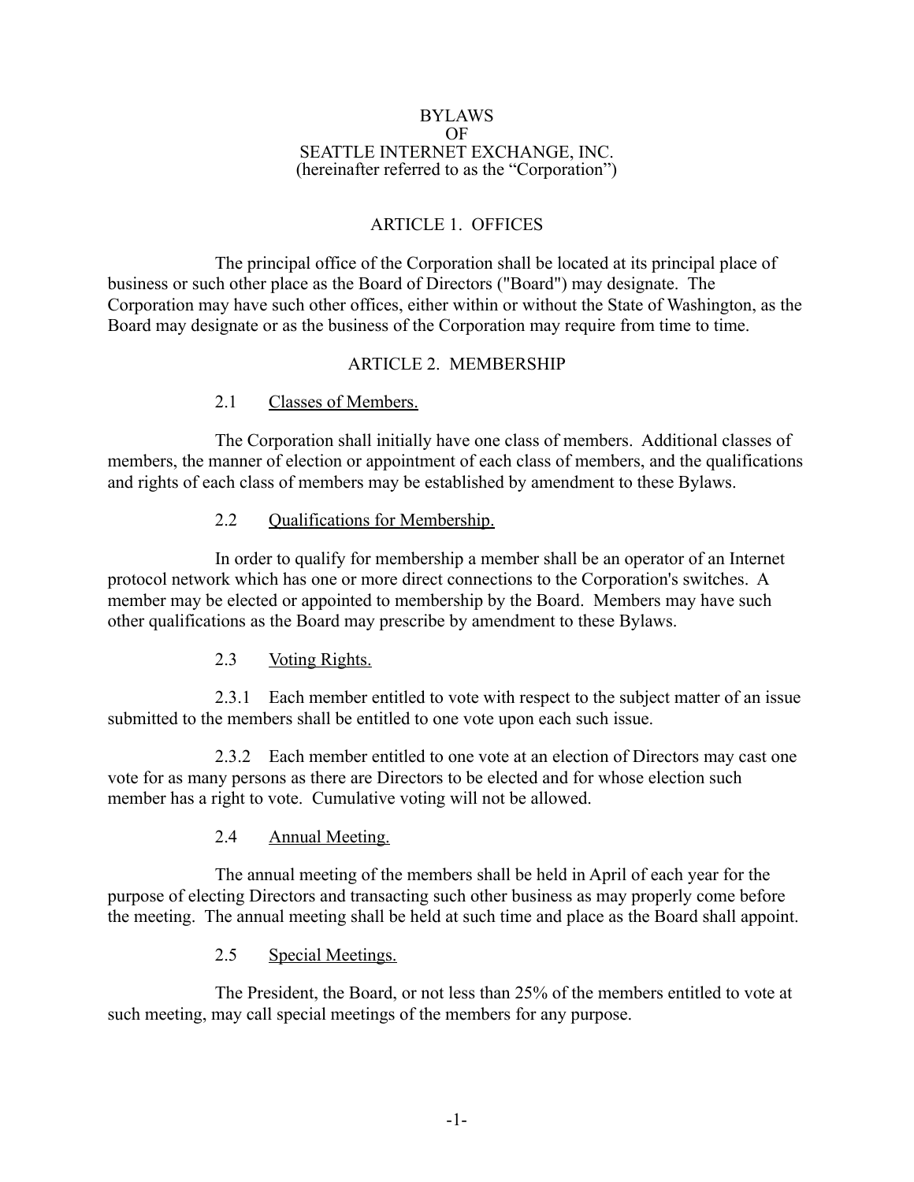# BYLAWS OF SEATTLE INTERNET EXCHANGE, INC.

(hereinafter referred to as the "Corporation")

## ARTICLE 1. OFFICES

The principal office of the Corporation shall be located at its principal place of business or such other place as the Board of Directors ("Board") may designate. The Corporation may have such other offices, either within or without the State of Washington, as the Board may designate or as the business of the Corporation may require from time to time.

## ARTICLE 2. MEMBERSHIP

### 2.1 Classes of Members.

The Corporation shall initially have one class of members. Additional classes of members, the manner of election or appointment of each class of members, and the qualifications and rights of each class of members may be established by amendment to these Bylaws.

### 2.2 Qualifications for Membership.

In order to qualify for membership a member shall be an operator of an Internet protocol network which has one or more direct connections to the Corporation's switches. A member may be elected or appointed to membership by the Board. Members may have such other qualifications as the Board may prescribe by amendment to these Bylaws.

### 2.3 Voting Rights.

2.3.1 Each member entitled to vote with respect to the subject matter of an issue submitted to the members shall be entitled to one vote upon each such issue.

2.3.2 Each member entitled to one vote at an election of Directors may cast one vote for as many persons as there are Directors to be elected and for whose election such member has a right to vote. Cumulative voting will not be allowed.

### 2.4 Annual Meeting.

The annual meeting of the members shall be held in April of each year for the purpose of electing Directors and transacting such other business as may properly come before the meeting. The annual meeting shall be held at such time and place as the Board shall appoint.

### 2.5 Special Meetings.

The President, the Board, or not less than 25% of the members entitled to vote at such meeting, may call special meetings of the members for any purpose.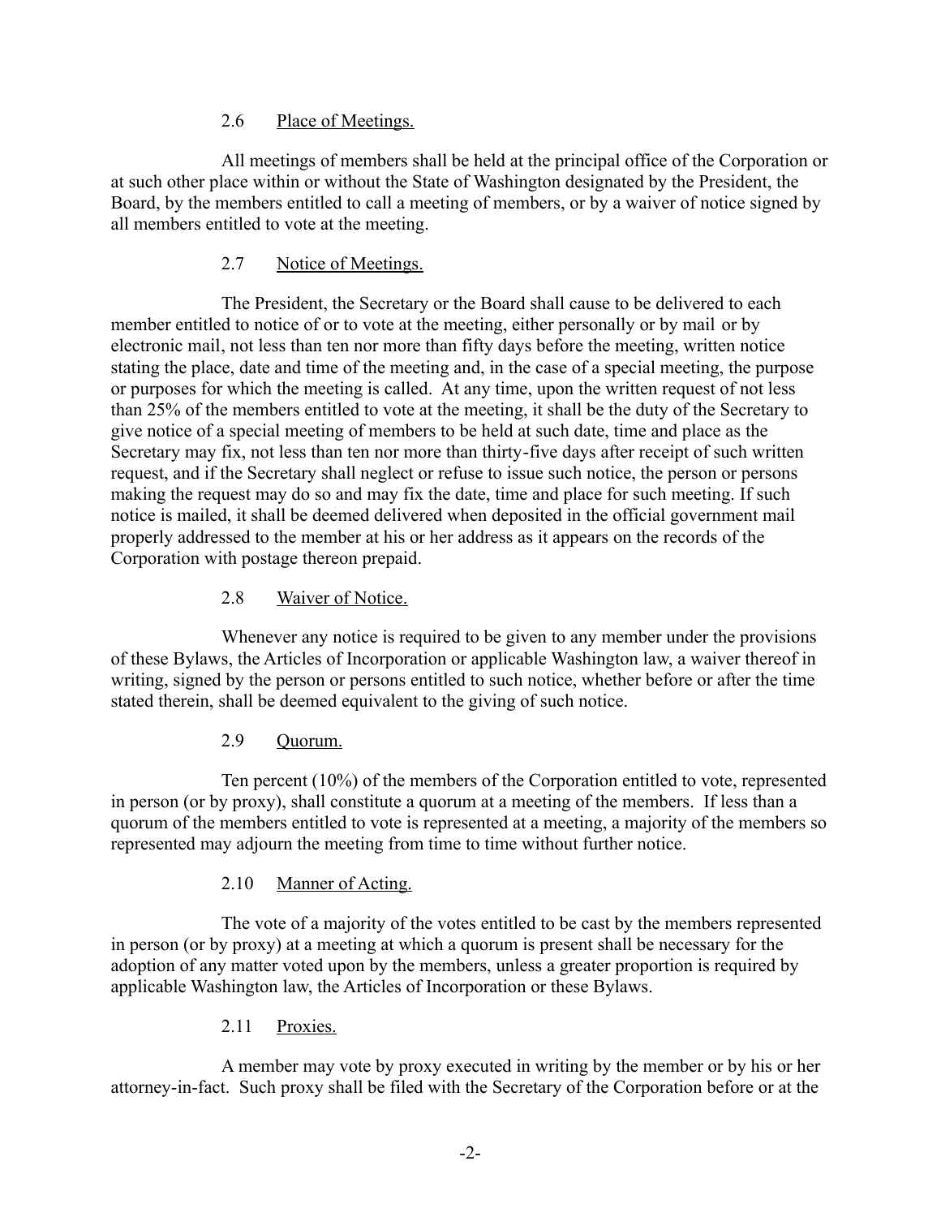### 2.6 Place of Meetings.

All meetings of members shall be held at the principal office of the Corporation or at such other place within or without the State of Washington designated by the President, the Board, by the members entitled to call a meeting of members, or by a waiver of notice signed by all members entitled to vote at the meeting.

### 2.7 Notice of Meetings.

The President, the Secretary or the Board shall cause to be delivered to each member entitled to notice of or to vote at the meeting, either personally or by mail or by electronic mail, not less than ten nor more than fifty days before the meeting, written notice stating the place, date and time of the meeting and, in the case of a special meeting, the purpose or purposes for which the meeting is called. At any time, upon the written request of not less than 25% of the members entitled to vote at the meeting, it shall be the duty of the Secretary to give notice of a special meeting of members to be held at such date, time and place as the Secretary may fix, not less than ten nor more than thirty-five days after receipt of such written request, and if the Secretary shall neglect or refuse to issue such notice, the person or persons making the request may do so and may fix the date, time and place for such meeting. If such notice is mailed, it shall be deemed delivered when deposited in the official government mail properly addressed to the member at his or her address as it appears on the records of the Corporation with postage thereon prepaid.

### 2.8 Waiver of Notice.

Whenever any notice is required to be given to any member under the provisions of these Bylaws, the Articles of Incorporation or applicable Washington law, a waiver thereof in writing, signed by the person or persons entitled to such notice, whether before or after the time stated therein, shall be deemed equivalent to the giving of such notice.

### 2.9 Quorum.

Ten percent (10%) of the members of the Corporation entitled to vote, represented in person (or by proxy), shall constitute a quorum at a meeting of the members. If less than a quorum of the members entitled to vote is represented at a meeting, a majority of the members so represented may adjourn the meeting from time to time without further notice.

### 2.10 Manner of Acting.

The vote of a majority of the votes entitled to be cast by the members represented in person (or by proxy) at a meeting at which a quorum is present shall be necessary for the adoption of any matter voted upon by the members, unless a greater proportion is required by applicable Washington law, the Articles of Incorporation or these Bylaws.

### 2.11 Proxies.

A member may vote by proxy executed in writing by the member or by his or her attorney-in-fact. Such proxy shall be filed with the Secretary of the Corporation before or at the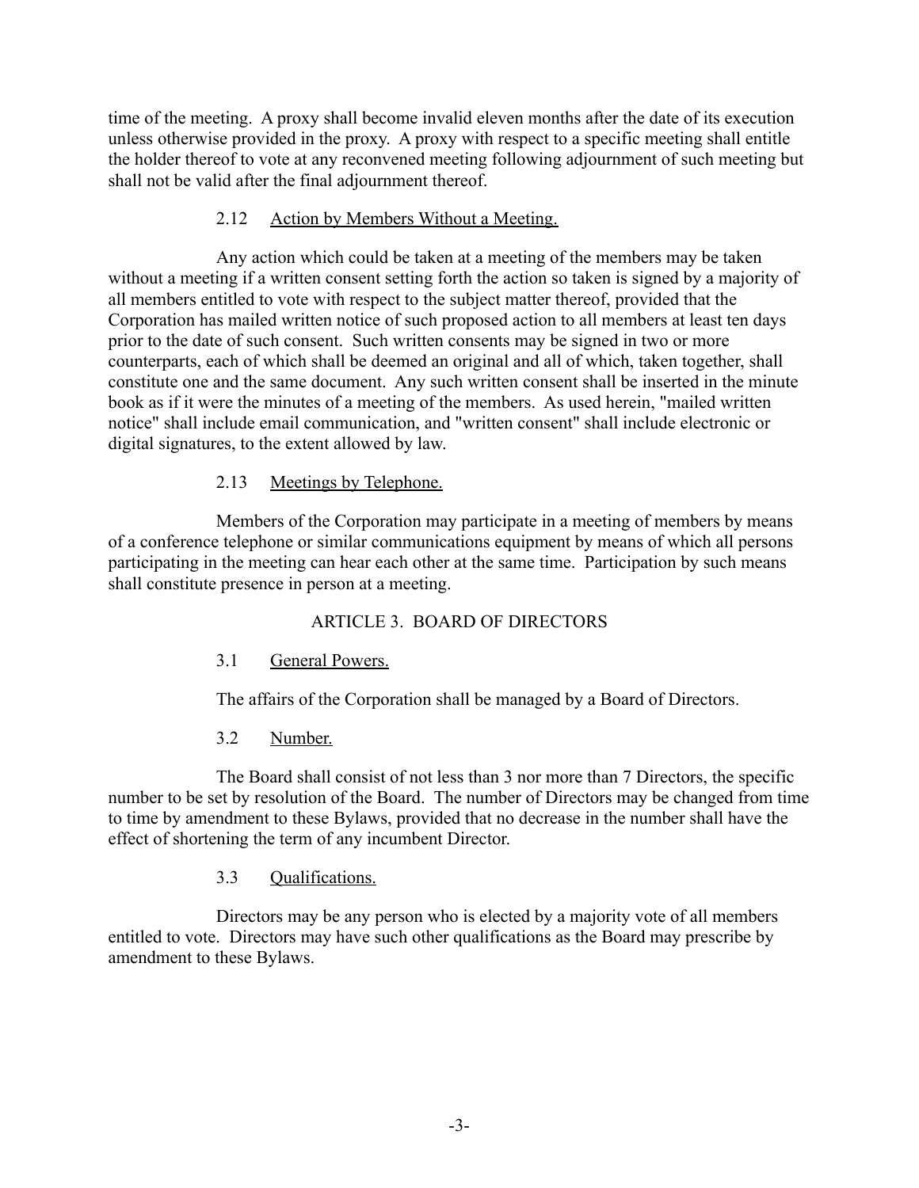time of the meeting. A proxy shall become invalid eleven months after the date of its execution unless otherwise provided in the proxy. A proxy with respect to a specific meeting shall entitle the holder thereof to vote at any reconvened meeting following adjournment of such meeting but shall not be valid after the final adjournment thereof.

### 2.12 Action by Members Without a Meeting.

Any action which could be taken at a meeting of the members may be taken without a meeting if a written consent setting forth the action so taken is signed by a majority of all members entitled to vote with respect to the subject matter thereof, provided that the Corporation has mailed written notice of such proposed action to all members at least ten days prior to the date of such consent. Such written consents may be signed in two or more counterparts, each of which shall be deemed an original and all of which, taken together, shall constitute one and the same document. Any such written consent shall be inserted in the minute book as if it were the minutes of a meeting of the members. As used herein, "mailed written notice" shall include email communication, and "written consent" shall include electronic or digital signatures, to the extent allowed by law.

### 2.13 Meetings by Telephone.

Members of the Corporation may participate in a meeting of members by means of a conference telephone or similar communications equipment by means of which all persons participating in the meeting can hear each other at the same time. Participation by such means shall constitute presence in person at a meeting.

## ARTICLE 3. BOARD OF DIRECTORS

### 3.1 General Powers.

The affairs of the Corporation shall be managed by a Board of Directors.

### 3.2 Number.

The Board shall consist of not less than 3 nor more than 7 Directors, the specific number to be set by resolution of the Board. The number of Directors may be changed from time to time by amendment to these Bylaws, provided that no decrease in the number shall have the effect of shortening the term of any incumbent Director.

### 3.3 Qualifications.

Directors may be any person who is elected by a majority vote of all members entitled to vote. Directors may have such other qualifications as the Board may prescribe by amendment to these Bylaws.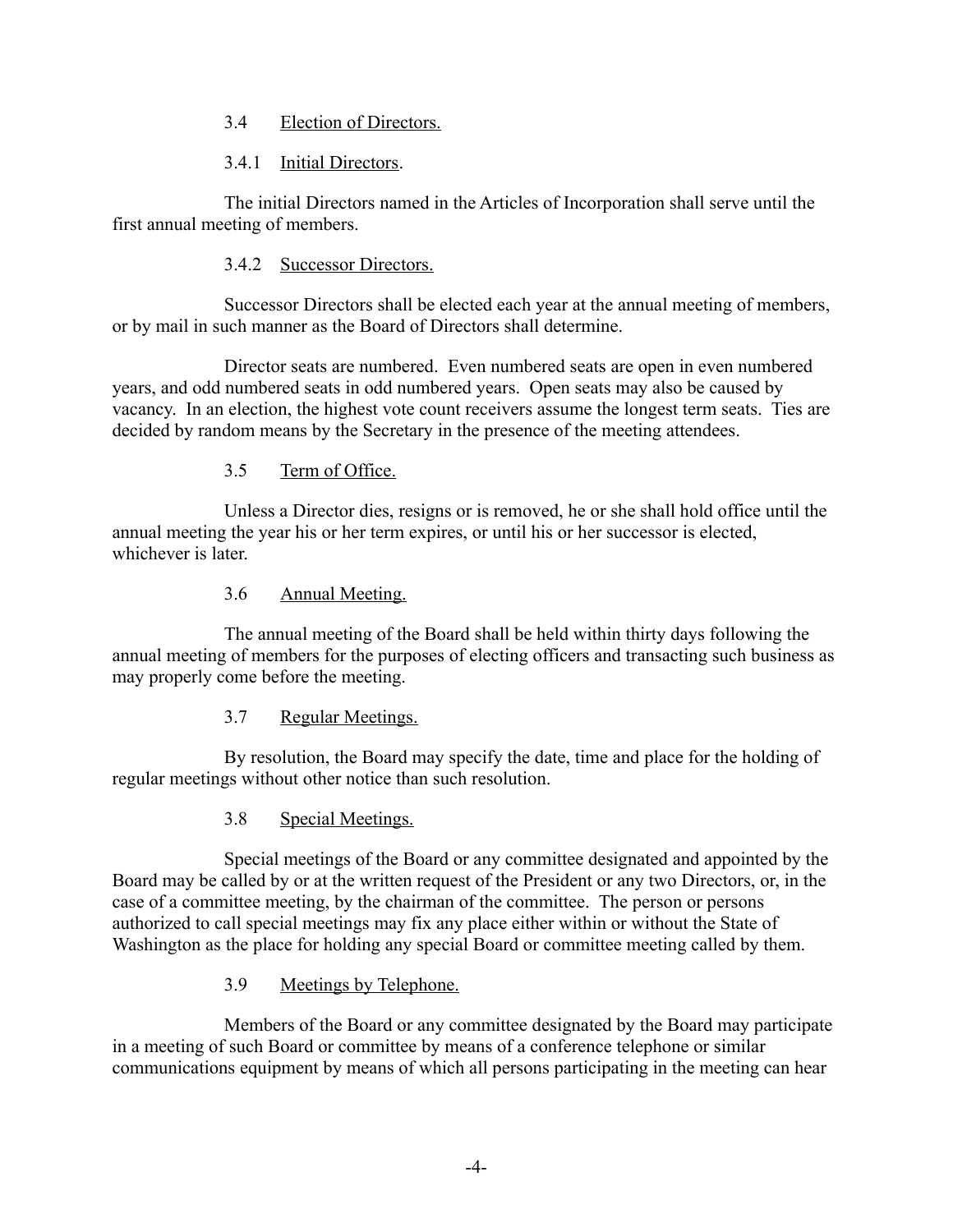### 3.4 Election of Directors.

#### 3.4.1 Initial Directors.

The initial Directors named in the Articles of Incorporation shall serve until the first annual meeting of members.

#### 3.4.2 Successor Directors.

Successor Directors shall be elected each year at the annual meeting of members, or by mail in such manner as the Board of Directors shall determine.

Director seats are numbered. Even numbered seats are open in even numbered years, and odd numbered seats in odd numbered years. Open seats may also be caused by vacancy. In an election, the highest vote count receivers assume the longest term seats. Ties are decided by random means by the Secretary in the presence of the meeting attendees.

### 3.5 Term of Office.

Unless a Director dies, resigns or is removed, he or she shall hold office until the annual meeting the year his or her term expires, or until his or her successor is elected, whichever is later.

### 3.6 Annual Meeting.

The annual meeting of the Board shall be held within thirty days following the annual meeting of members for the purposes of electing officers and transacting such business as may properly come before the meeting.

### 3.7 Regular Meetings.

By resolution, the Board may specify the date, time and place for the holding of regular meetings without other notice than such resolution.

### 3.8 Special Meetings.

Special meetings of the Board or any committee designated and appointed by the Board may be called by or at the written request of the President or any two Directors, or, in the case of a committee meeting, by the chairman of the committee. The person or persons authorized to call special meetings may fix any place either within or without the State of Washington as the place for holding any special Board or committee meeting called by them.

### 3.9 Meetings by Telephone.

Members of the Board or any committee designated by the Board may participate in a meeting of such Board or committee by means of a conference telephone or similar communications equipment by means of which all persons participating in the meeting can hear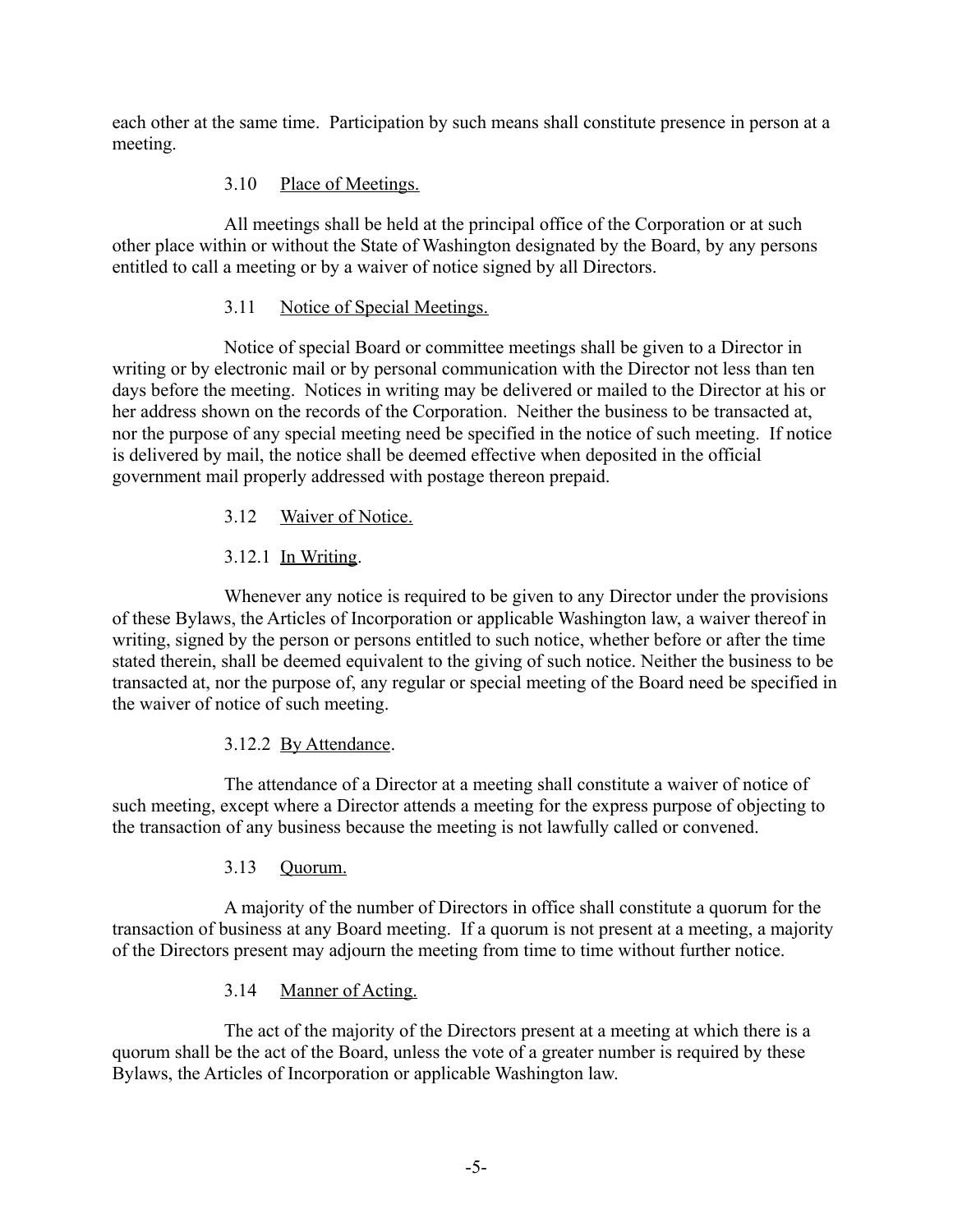each other at the same time. Participation by such means shall constitute presence in person at a meeting.

### 3.10 Place of Meetings.

All meetings shall be held at the principal office of the Corporation or at such other place within or without the State of Washington designated by the Board, by any persons entitled to call a meeting or by a waiver of notice signed by all Directors.

### 3.11 Notice of Special Meetings.

Notice of special Board or committee meetings shall be given to a Director in writing or by electronic mail or by personal communication with the Director not less than ten days before the meeting. Notices in writing may be delivered or mailed to the Director at his or her address shown on the records of the Corporation. Neither the business to be transacted at, nor the purpose of any special meeting need be specified in the notice of such meeting. If notice is delivered by mail, the notice shall be deemed effective when deposited in the official government mail properly addressed with postage thereon prepaid.

### 3.12 Waiver of Notice.

#### 3.12.1 In Writing.

Whenever any notice is required to be given to any Director under the provisions of these Bylaws, the Articles of Incorporation or applicable Washington law, a waiver thereof in writing, signed by the person or persons entitled to such notice, whether before or after the time stated therein, shall be deemed equivalent to the giving of such notice. Neither the business to be transacted at, nor the purpose of, any regular or special meeting of the Board need be specified in the waiver of notice of such meeting.

#### 3.12.2 By Attendance.

The attendance of a Director at a meeting shall constitute a waiver of notice of such meeting, except where a Director attends a meeting for the express purpose of objecting to the transaction of any business because the meeting is not lawfully called or convened.

### 3.13 Quorum.

A majority of the number of Directors in office shall constitute a quorum for the transaction of business at any Board meeting. If a quorum is not present at a meeting, a majority of the Directors present may adjourn the meeting from time to time without further notice.

### 3.14 Manner of Acting.

The act of the majority of the Directors present at a meeting at which there is a quorum shall be the act of the Board, unless the vote of a greater number is required by these Bylaws, the Articles of Incorporation or applicable Washington law.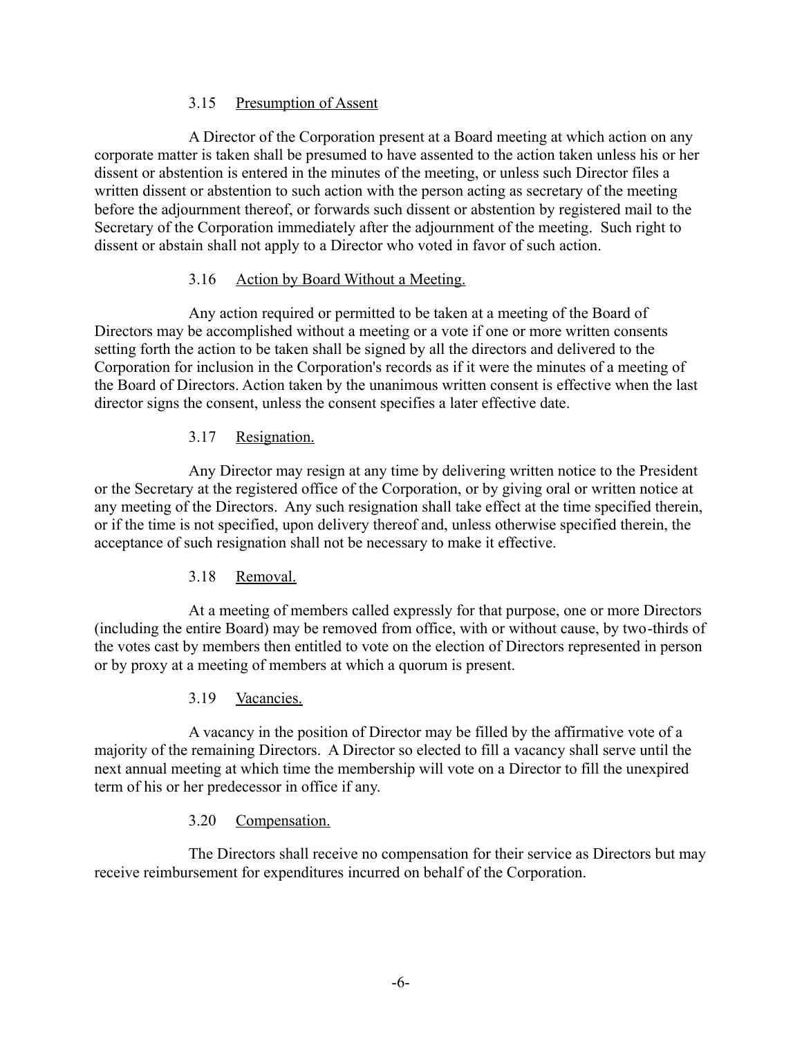### 3.15 Presumption of Assent

A Director of the Corporation present at a Board meeting at which action on any corporate matter is taken shall be presumed to have assented to the action taken unless his or her dissent or abstention is entered in the minutes of the meeting, or unless such Director files a written dissent or abstention to such action with the person acting as secretary of the meeting before the adjournment thereof, or forwards such dissent or abstention by registered mail to the Secretary of the Corporation immediately after the adjournment of the meeting. Such right to dissent or abstain shall not apply to a Director who voted in favor of such action.

### 3.16 Action by Board Without a Meeting.

Any action required or permitted to be taken at a meeting of the Board of Directors may be accomplished without a meeting or a vote if one or more written consents setting forth the action to be taken shall be signed by all the directors and delivered to the Corporation for inclusion in the Corporation's records as if it were the minutes of a meeting of the Board of Directors. Action taken by the unanimous written consent is effective when the last director signs the consent, unless the consent specifies a later effective date.

### 3.17 Resignation.

Any Director may resign at any time by delivering written notice to the President or the Secretary at the registered office of the Corporation, or by giving oral or written notice at any meeting of the Directors. Any such resignation shall take effect at the time specified therein, or if the time is not specified, upon delivery thereof and, unless otherwise specified therein, the acceptance of such resignation shall not be necessary to make it effective.

### 3.18 Removal.

At a meeting of members called expressly for that purpose, one or more Directors (including the entire Board) may be removed from office, with or without cause, by two-thirds of the votes cast by members then entitled to vote on the election of Directors represented in person or by proxy at a meeting of members at which a quorum is present.

### 3.19 Vacancies.

A vacancy in the position of Director may be filled by the affirmative vote of a majority of the remaining Directors. A Director so elected to fill a vacancy shall serve until the next annual meeting at which time the membership will vote on a Director to fill the unexpired term of his or her predecessor in office if any.

### 3.20 Compensation.

The Directors shall receive no compensation for their service as Directors but may receive reimbursement for expenditures incurred on behalf of the Corporation.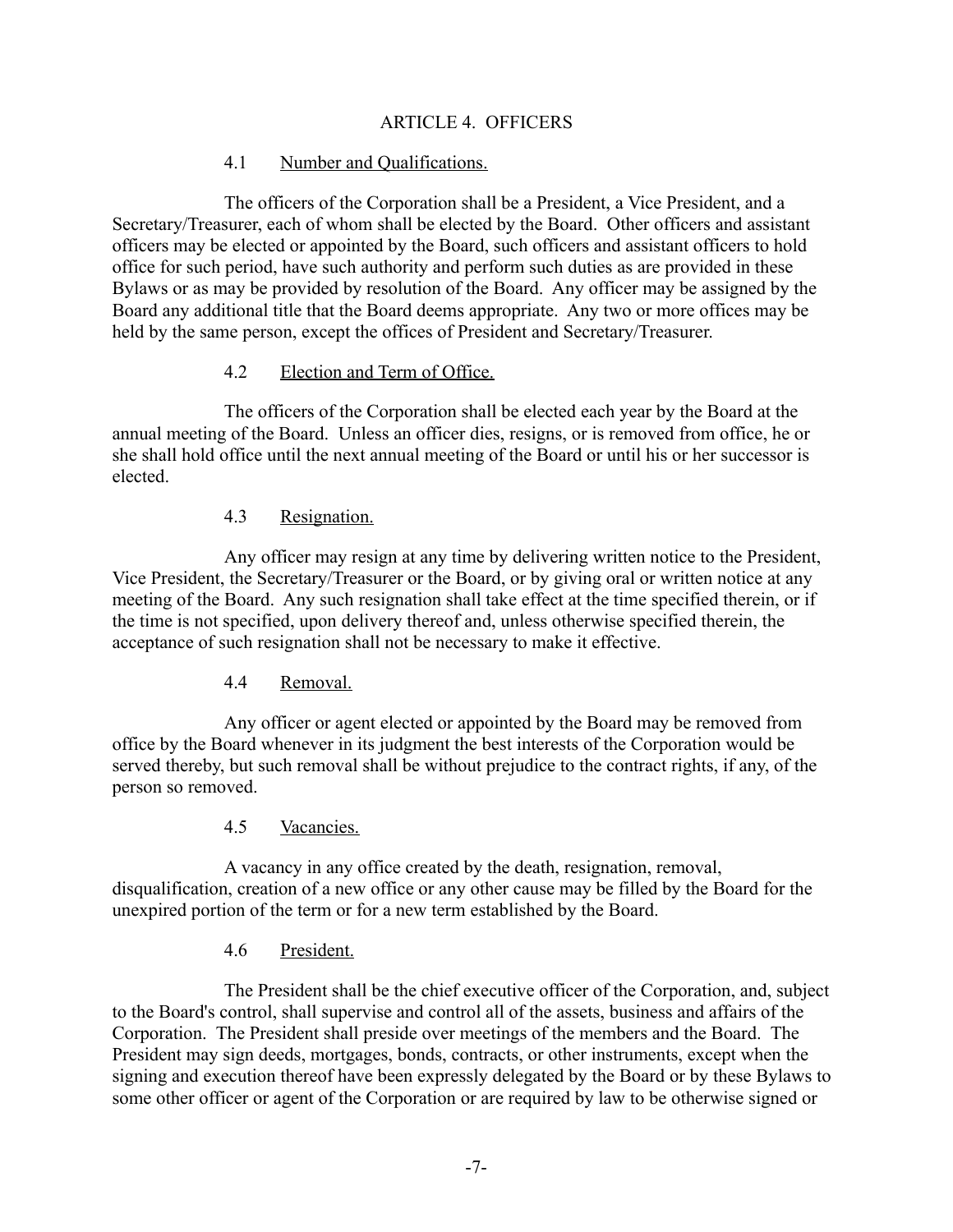## ARTICLE 4. OFFICERS

### 4.1 Number and Qualifications.

The officers of the Corporation shall be a President, a Vice President, and a Secretary/Treasurer, each of whom shall be elected by the Board. Other officers and assistant officers may be elected or appointed by the Board, such officers and assistant officers to hold office for such period, have such authority and perform such duties as are provided in these Bylaws or as may be provided by resolution of the Board. Any officer may be assigned by the Board any additional title that the Board deems appropriate. Any two or more offices may be held by the same person, except the offices of President and Secretary/Treasurer.

### 4.2 Election and Term of Office.

The officers of the Corporation shall be elected each year by the Board at the annual meeting of the Board. Unless an officer dies, resigns, or is removed from office, he or she shall hold office until the next annual meeting of the Board or until his or her successor is elected.

### 4.3 Resignation.

Any officer may resign at any time by delivering written notice to the President, Vice President, the Secretary/Treasurer or the Board, or by giving oral or written notice at any meeting of the Board. Any such resignation shall take effect at the time specified therein, or if the time is not specified, upon delivery thereof and, unless otherwise specified therein, the acceptance of such resignation shall not be necessary to make it effective.

### 4.4 Removal.

Any officer or agent elected or appointed by the Board may be removed from office by the Board whenever in its judgment the best interests of the Corporation would be served thereby, but such removal shall be without prejudice to the contract rights, if any, of the person so removed.

### 4.5 Vacancies.

A vacancy in any office created by the death, resignation, removal, disqualification, creation of a new office or any other cause may be filled by the Board for the unexpired portion of the term or for a new term established by the Board.

### 4.6 President.

The President shall be the chief executive officer of the Corporation, and, subject to the Board's control, shall supervise and control all of the assets, business and affairs of the Corporation. The President shall preside over meetings of the members and the Board. The President may sign deeds, mortgages, bonds, contracts, or other instruments, except when the signing and execution thereof have been expressly delegated by the Board or by these Bylaws to some other officer or agent of the Corporation or are required by law to be otherwise signed or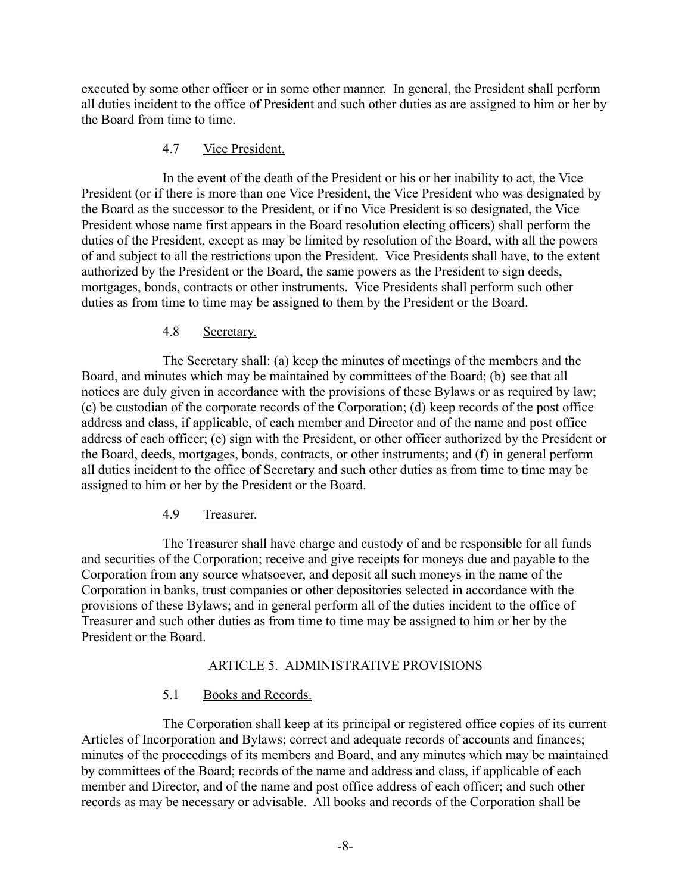executed by some other officer or in some other manner. In general, the President shall perform all duties incident to the office of President and such other duties as are assigned to him or her by the Board from time to time.

### 4.7 Vice President.

In the event of the death of the President or his or her inability to act, the Vice President (or if there is more than one Vice President, the Vice President who was designated by the Board as the successor to the President, or if no Vice President is so designated, the Vice President whose name first appears in the Board resolution electing officers) shall perform the duties of the President, except as may be limited by resolution of the Board, with all the powers of and subject to all the restrictions upon the President. Vice Presidents shall have, to the extent authorized by the President or the Board, the same powers as the President to sign deeds, mortgages, bonds, contracts or other instruments. Vice Presidents shall perform such other duties as from time to time may be assigned to them by the President or the Board.

### 4.8 Secretary.

The Secretary shall: (a) keep the minutes of meetings of the members and the Board, and minutes which may be maintained by committees of the Board; (b) see that all notices are duly given in accordance with the provisions of these Bylaws or as required by law; (c) be custodian of the corporate records of the Corporation; (d) keep records of the post office address and class, if applicable, of each member and Director and of the name and post office address of each officer; (e) sign with the President, or other officer authorized by the President or the Board, deeds, mortgages, bonds, contracts, or other instruments; and (f) in general perform all duties incident to the office of Secretary and such other duties as from time to time may be assigned to him or her by the President or the Board.

### 4.9 Treasurer.

The Treasurer shall have charge and custody of and be responsible for all funds and securities of the Corporation; receive and give receipts for moneys due and payable to the Corporation from any source whatsoever, and deposit all such moneys in the name of the Corporation in banks, trust companies or other depositories selected in accordance with the provisions of these Bylaws; and in general perform all of the duties incident to the office of Treasurer and such other duties as from time to time may be assigned to him or her by the President or the Board.

## ARTICLE 5. ADMINISTRATIVE PROVISIONS

### 5.1 Books and Records.

The Corporation shall keep at its principal or registered office copies of its current Articles of Incorporation and Bylaws; correct and adequate records of accounts and finances; minutes of the proceedings of its members and Board, and any minutes which may be maintained by committees of the Board; records of the name and address and class, if applicable of each member and Director, and of the name and post office address of each officer; and such other records as may be necessary or advisable. All books and records of the Corporation shall be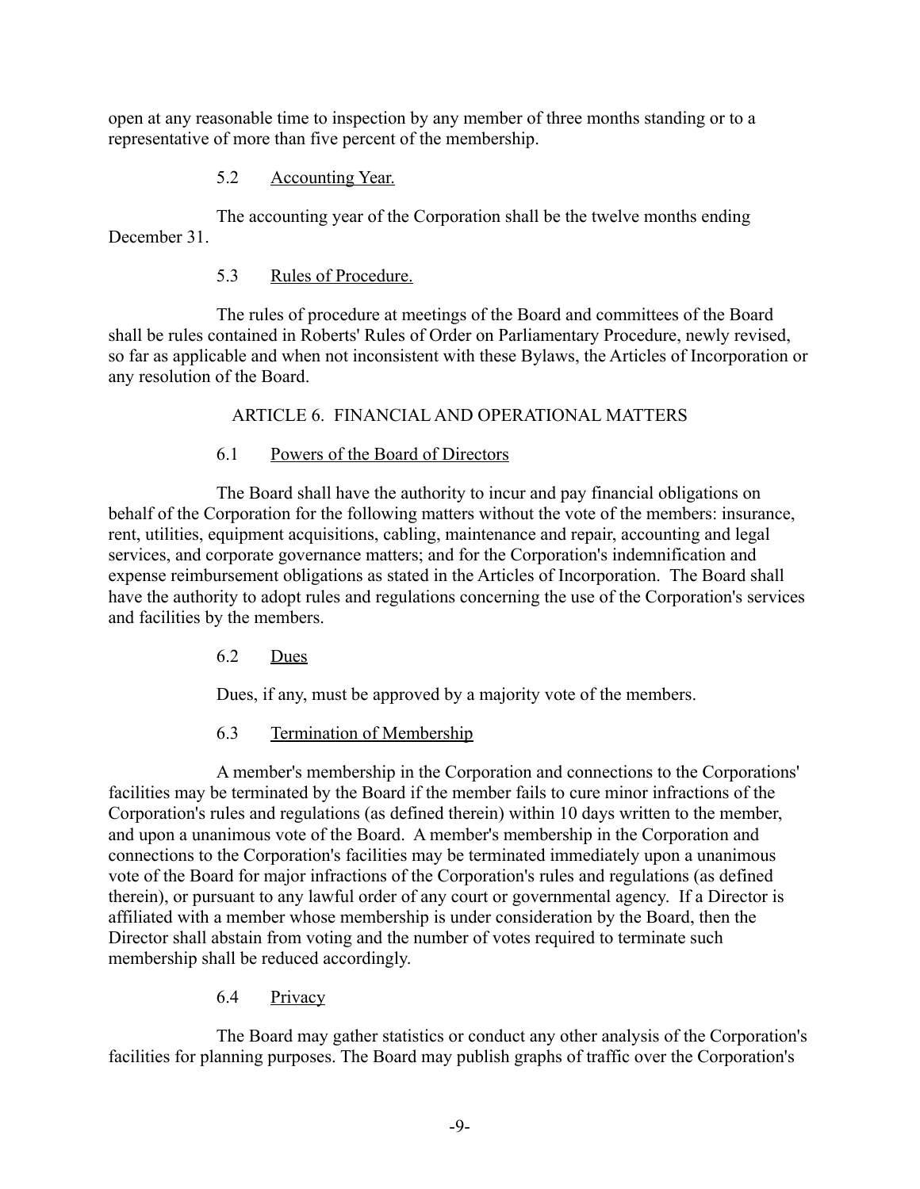open at any reasonable time to inspection by any member of three months standing or to a representative of more than five percent of the membership.

### 5.2 Accounting Year.

The accounting year of the Corporation shall be the twelve months ending December 31.

### 5.3 Rules of Procedure.

The rules of procedure at meetings of the Board and committees of the Board shall be rules contained in Roberts' Rules of Order on Parliamentary Procedure, newly revised, so far as applicable and when not inconsistent with these Bylaws, the Articles of Incorporation or any resolution of the Board.

## ARTICLE 6. FINANCIAL AND OPERATIONAL MATTERS

### 6.1 Powers of the Board of Directors

The Board shall have the authority to incur and pay financial obligations on behalf of the Corporation for the following matters without the vote of the members: insurance, rent, utilities, equipment acquisitions, cabling, maintenance and repair, accounting and legal services, and corporate governance matters; and for the Corporation's indemnification and expense reimbursement obligations as stated in the Articles of Incorporation. The Board shall have the authority to adopt rules and regulations concerning the use of the Corporation's services and facilities by the members.

### 6.2 Dues

Dues, if any, must be approved by a majority vote of the members.

### 6.3 Termination of Membership

A member's membership in the Corporation and connections to the Corporations' facilities may be terminated by the Board if the member fails to cure minor infractions of the Corporation's rules and regulations (as defined therein) within 10 days written to the member, and upon a unanimous vote of the Board. A member's membership in the Corporation and connections to the Corporation's facilities may be terminated immediately upon a unanimous vote of the Board for major infractions of the Corporation's rules and regulations (as defined therein), or pursuant to any lawful order of any court or governmental agency. If a Director is affiliated with a member whose membership is under consideration by the Board, then the Director shall abstain from voting and the number of votes required to terminate such membership shall be reduced accordingly.

### 6.4 Privacy

The Board may gather statistics or conduct any other analysis of the Corporation's facilities for planning purposes. The Board may publish graphs of traffic over the Corporation's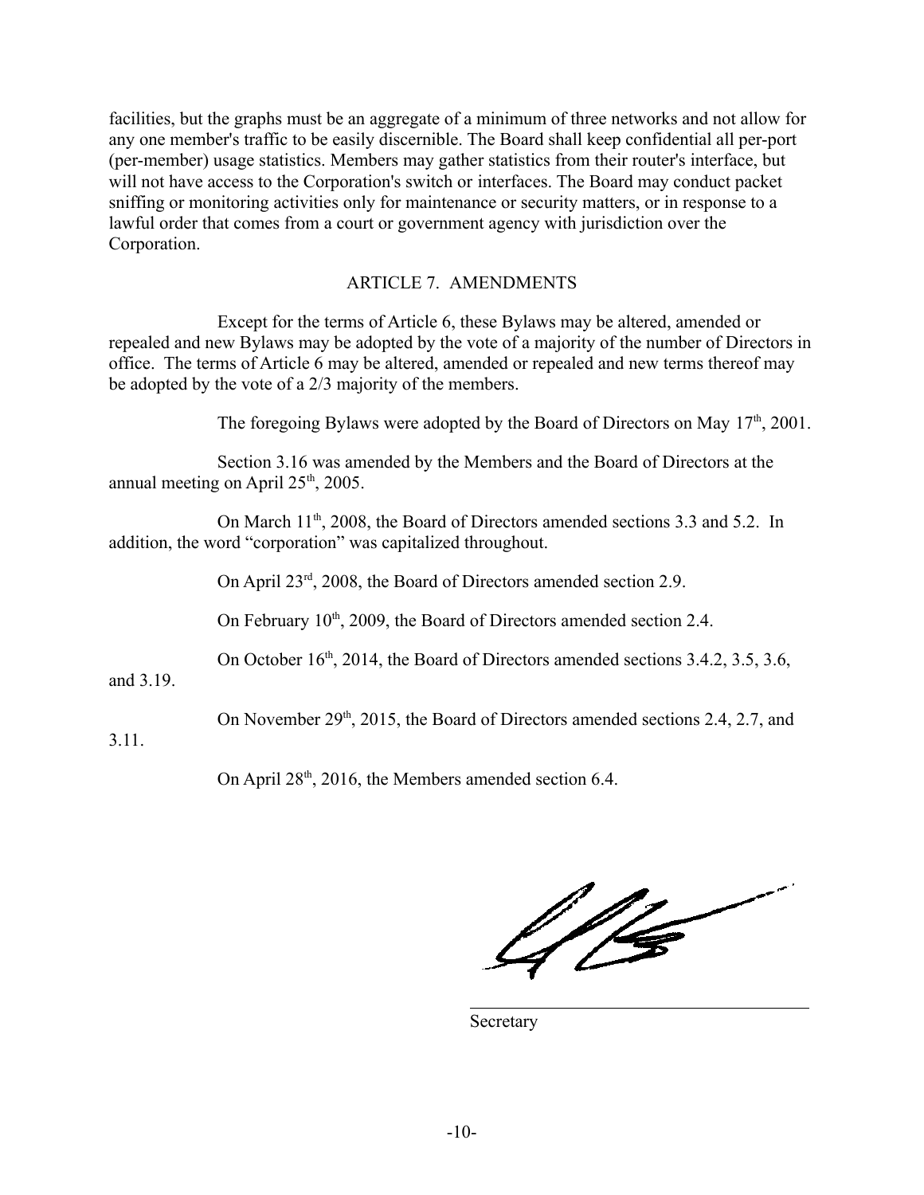facilities, but the graphs must be an aggregate of a minimum of three networks and not allow for any one member's traffic to be easily discernible. The Board shall keep confidential all per-port (per-member) usage statistics. Members may gather statistics from their router's interface, but will not have access to the Corporation's switch or interfaces. The Board may conduct packet sniffing or monitoring activities only for maintenance or security matters, or in response to a lawful order that comes from a court or government agency with jurisdiction over the Corporation.

## ARTICLE 7. AMENDMENTS

Except for the terms of Article 6, these Bylaws may be altered, amended or repealed and new Bylaws may be adopted by the vote of a majority of the number of Directors in office. The terms of Article 6 may be altered, amended or repealed and new terms thereof may be adopted by the vote of a 2/3 majority of the members.

The foregoing Bylaws were adopted by the Board of Directors on May 17th, 2001.

Section 3.16 was amended by the Members and the Board of Directors at the annual meeting on April 25th, 2005.

On March 11th, 2008, the Board of Directors amended sections 3.3 and 5.2. In addition, the word "corporation" was capitalized throughout.

On April 23rd, 2008, the Board of Directors amended section 2.9.

On February 10th, 2009, the Board of Directors amended section 2.4.

On October 16th, 2014, the Board of Directors amended sections 3.4.2, 3.5, 3.6, and 3.19.

On November 29th, 2015, the Board of Directors amended sections 2.4, 2.7, and 3.11.

On April 28th, 2016, the Members amended section 6.4.

\_\_\_\_\_\_\_\_\_\_\_\_\_\_\_\_\_\_\_\_\_\_\_\_\_\_\_\_\_\_\_\_\_\_\_\_\_\_\_\_

Secretary